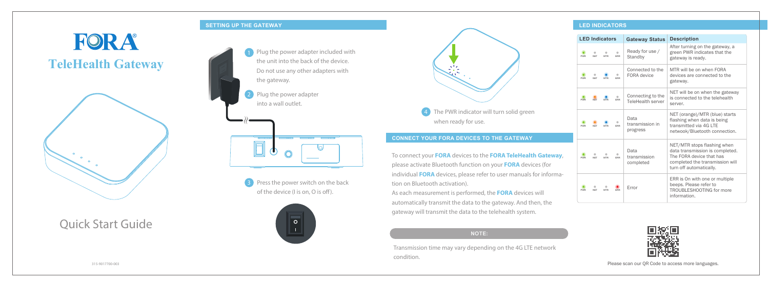# FORA®

# TeleHealth Gateway

Quick Start Guide

315-9017700-003

## SETTING UP THE GATEWAY

1. Plug the power adapter included with the unit into the back of the device. Do not use any other adapters with the gateway.
2. Plug the power adapter into a wall outlet.
3. Press the power switch on the back of the device (I is on, O is off).
4. The PWR indicator will turn solid green when ready for use.

## CONNECT YOUR FORA DEVICES TO THE GATEWAY

To connect your **FORA** devices to the **FORA TeleHealth Gateway**, please activate Bluetooth function on your **FORA** devices (for individual **FORA** devices, please refer to user manuals for information on Bluetooth activation).

As each measurement is performed, the **FORA** devices will automatically transmit the data to the gateway. And then, the gateway will transmit the data to the telehealth system.

**NOTE:**

Transmission time may vary depending on the 4G LTE network condition.

## LED INDICATORS

| LED Indicators | Gateway Status | Description |
|---|---|---|
| PWR (green) | Ready for use / Standby | After turning on the gateway, a green PWR indicates that the gateway is ready. |
| PWR (green), MTR (blue) | Connected to the FORA device | MTR will be on when FORA devices are connected to the gateway. |
| PWR (green), NET (orange), MTR (blue) | Connecting to the TeleHealth server | NET will be on when the gateway is connected to the telehealth server. |
| PWR (green), NET (orange), MTR (blue) | Data transmission in progress | NET (orange)/MTR (blue) starts flashing when data is being transmitted via 4G LTE netwook/Bluetooth connection. |
| PWR (green) | Data transmission completed | NET/MTR stops flashing when data transmission is completed. The FORA device that has completed the transmission will turn off automatically. |
| PWR (green), ERR (red) | Error | ERR is On with one or multiple beeps. Please refer to TROUBLESHOOTING for more information. |

Please scan our QR Code to access more languages.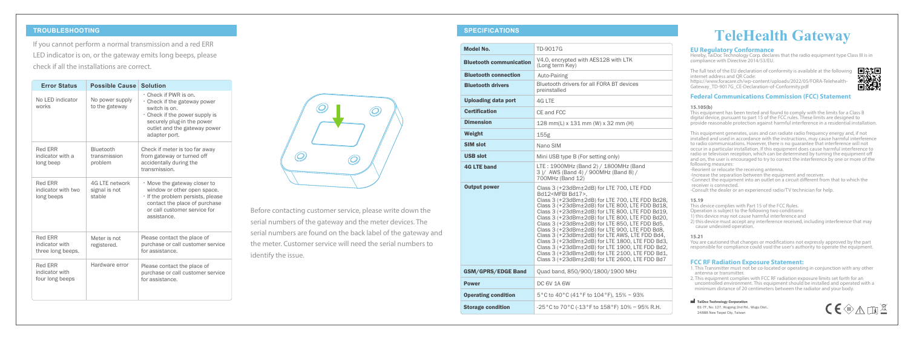## TROUBLESHOOTING

If you cannot perform a normal transmission and a red ERR LED indicator is on, or the gateway emits long beeps, please check if all the installations are correct.

| Error Status | Possible Cause | Solution |
|---|---|---|
| No LED indicator works | No power supply to the gateway | · Check if PWR is on.<br>· Check if the gateway power switch is on.<br>· Check if the power supply is securely plug-in the power outlet and the gateway power adapter port. |
| Red ERR indicator with a long beep | Bluetooth transmission problem | Check if meter is too far away from gateway or turned off accidentally during the transmission. |
| Red ERR indicator with two long beeps | 4G LTE network signal is not stable | · Move the gateway closer to window or other open space.<br>· If the problem persists, please contact the place of purchase or call customer service for assistance. |
| Red ERR indicator with three long beeps. | Meter is not registered. | Please contact the place of purchase or call customer service for assistance. |
| Red ERR indicator with four long beeps | Hardware error | Please contact the place of purchase or call customer service for assistance. |

Before contacting customer service, please write down the serial numbers of the gateway and the meter devices. The serial numbers are found on the back label of the gateway and the meter. Customer service will need the serial numbers to identify the issue.

## SPECIFICATIONS

| | |
|---|---|
| **Model No.** | TD-9017G |
| **Bluetooth communication** | V4.0, encrypted with AES128 with LTK (Long term Key) |
| **Bluetooth connection** | Auto-Pairing |
| **Bluetooth drivers** | Bluetooth drivers for all FORA BT devices preinstalled |
| **Uploading data port** | 4G LTE |
| **Certification** | CE and FCC |
| **Dimension** | 128 mm(L) x 131 mm (W) x 32 mm (H) |
| **Weight** | 155g |
| **SIM slot** | Nano SIM |
| **USB slot** | Mini USB type B (For setting only) |
| **4G LTE band** | LTE : 1900MHz (Band 2) / 1800MHz (Band 3 )/ AWS (Band 4) / 900MHz (Band 8) / 700MHz (Band 12) |
| **Output power** | Class 3 (+23dBm±2dB) for LTE 700, LTE FDD Bd12<MFBI Bd17>,<br>Class 3 (+23dBm±2dB) for LTE 700, LTE FDD Bd28,<br>Class 3 (+23dBm±2dB) for LTE 800, LTE FDD Bd18,<br>Class 3 (+23dBm±2dB) for LTE 800, LTE FDD Bd19,<br>Class 3 (+23dBm±2dB) for LTE 800, LTE FDD Bd20,<br>Class 3 (+23dBm±2dB) for LTE 850, LTE FDD Bd5,<br>Class 3 (+23dBm±2dB) for LTE 900, LTE FDD Bd8,<br>Class 3 (+23dBm±2dB) for LTE AWS, LTE FDD Bd4,<br>Class 3 (+23dBm±2dB) for LTE 1800, LTE FDD Bd3,<br>Class 3 (+23dBm±2dB) for LTE 1900, LTE FDD Bd2,<br>Class 3 (+23dBm±2dB) for LTE 2100, LTE FDD Bd1,<br>Class 3 (+23dBm±2dB) for LTE 2600, LTE FDD Bd7 |
| **GSM/GPRS/EDGE Band** | Quad band, 850/900/1800/1900 MHz |
| **Power** | DC 6V 1A 6W |
| **Operating condition** | 5°C to 40°C (41°F to 104°F), 15% ~ 93% |
| **Storage condition** | -25°C to 70°C (-13°F to 158°F) 10% ~ 95% R.H. |

# TeleHealth Gateway

### EU Regulatory Conformance

Hereby, TaiDoc Technology Corp. declares that the radio equipment type Class III is in compliance with Directive 2014/53/EU.

The full text of the EU declaration of conformity is available at the following internet address and QR Code:
https://www.foracare.ch/wp-content/uploads/2022/05/FORA-Telehealth-Gateway_TD-9017G_CE-Declaration-of-Conformity.pdf

### Federal Communications Commission (FCC) Statement

**15.105(b)**

This equipment has been tested and found to comply with the limits for a Class B digital device, pursuant to part 15 of the FCC rules. These limits are designed to provide reasonable protection against harmful interference in a residential installation.

This equipment generates, uses and can radiate radio frequency energy and, if not installed and used in accordance with the instructions, may cause harmful interference to radio communications. However, there is no guarantee that interference will not occur in a particular installation. If this equipment does cause harmful interference to radio or television reception, which can be determined by turning the equipment off and on, the user is encouraged to try to correct the interference by one or more of the following measures:

-Reorient or relocate the receiving antenna.
-Increase the separation between the equipment and receiver.
-Connect the equipment into an outlet on a circuit different from that to which the receiver is connected.
-Consult the dealer or an experienced radio/TV technician for help.

**15.19**

This device complies with Part 15 of the FCC Rules.
Operation is subject to the following two conditions:
1) this device may not cause harmful interference and
2) this device must accept any interference received, including interference that may cause undesired operation.

**15.21**

You are cautioned that changes or modifications not expressly approved by the part responsible for compliance could void the user's authority to operate the equipment.

### FCC RF Radiation Exposure Statement:

1. This Transmitter must not be co-located or operating in conjunction with any other antenna or transmitter.
2. This equipment complies with FCC RF radiation exposure limits set forth for an uncontrolled environment. This equipment should be installed and operated with a minimum distance of 20 centimeters between the radiator and your body.

**TaiDoc Technology Corporation**
B1-7F, No. 127, Wugong 2nd Rd., Wugu Dist.,
24888 New Taipei City, Taiwan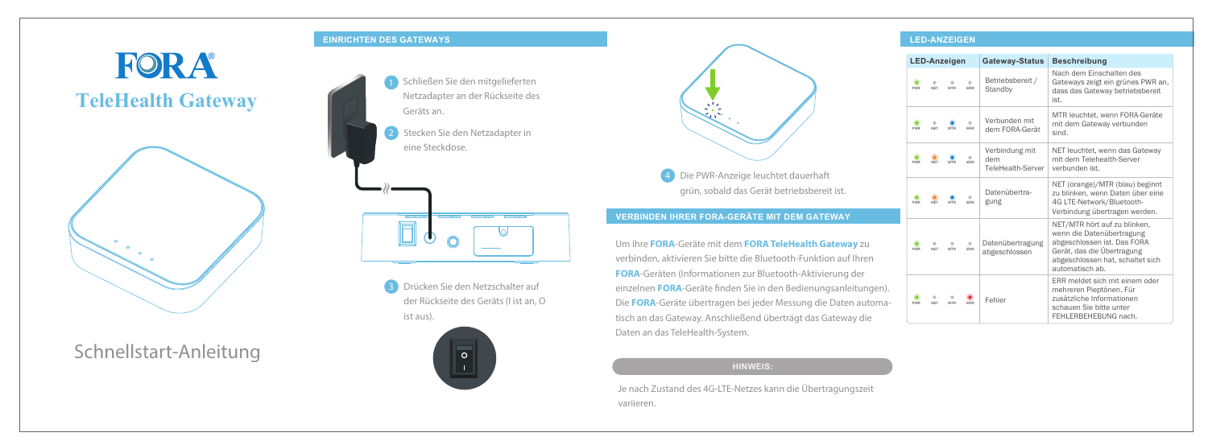# FORA®

## TeleHealth Gateway

# Schnellstart-Anleitung

## EINRICHTEN DES GATEWAYS

1. Schließen Sie den mitgelieferten Netzadapter an der Rückseite des Geräts an.
2. Stecken Sie den Netzadapter in eine Steckdose.
3. Drücken Sie den Netzschalter auf der Rückseite des Geräts (I ist an, O ist aus).
4. Die PWR-Anzeige leuchtet dauerhaft grün, sobald das Gerät betriebsbereit ist.

## VERBINDEN IHRER FORA-GERÄTE MIT DEM GATEWAY

Um Ihre **FORA**-Geräte mit dem **FORA TeleHealth Gateway** zu verbinden, aktivieren Sie bitte die Bluetooth-Funktion auf Ihren **FORA**-Geräten (Informationen zur Bluetooth-Aktivierung der einzelnen **FORA**-Geräte finden Sie in den Bedienungsanleitungen). Die **FORA**-Geräte übertragen bei jeder Messung die Daten automatisch an das Gateway. Anschließend überträgt das Gateway die Daten an das TeleHealth-System.

**HINWEIS:**

Je nach Zustand des 4G-LTE-Netzes kann die Übertragungszeit variieren.

## LED-ANZEIGEN

| LED-Anzeigen | Gateway-Status | Beschreibung |
|---|---|---|
| PWR (grün) | Betriebsbereit / Standby | Nach dem Einschalten des Gateways zeigt ein grünes PWR an, dass das Gateway betriebsbereit ist. |
| PWR (grün), MTR (blau) | Verbunden mit dem FORA-Gerät | MTR leuchtet, wenn FORA-Geräte mit dem Gateway verbunden sind. |
| PWR (grün), NET (orange), MTR (blau) | Verbindung mit dem TeleHealth-Server | NET leuchtet, wenn das Gateway mit dem Telehealth-Server verbunden ist. |
| PWR (grün), NET (orange), MTR (blau) | Datenübertragung | NET (orange)/MTR (blau) beginnt zu blinken, wenn Daten über eine 4G LTE-Network/Bluetooth-Verbindung übertragen werden. |
| PWR (grün) | Datenübertragung abgeschlossen | NET/MTR hört auf zu blinken, wenn die Datenübertragung abgeschlossen ist. Das FORA Gerät, das die Übertragung abgeschlossen hat, schaltet sich automatisch ab. |
| PWR (grün), ERR (rot) | Fehler | ERR meldet sich mit einem oder mehreren Pieptönen. Für zusätzliche Informationen schauen Sie bitte unter FEHLERBEHEBUNG nach. |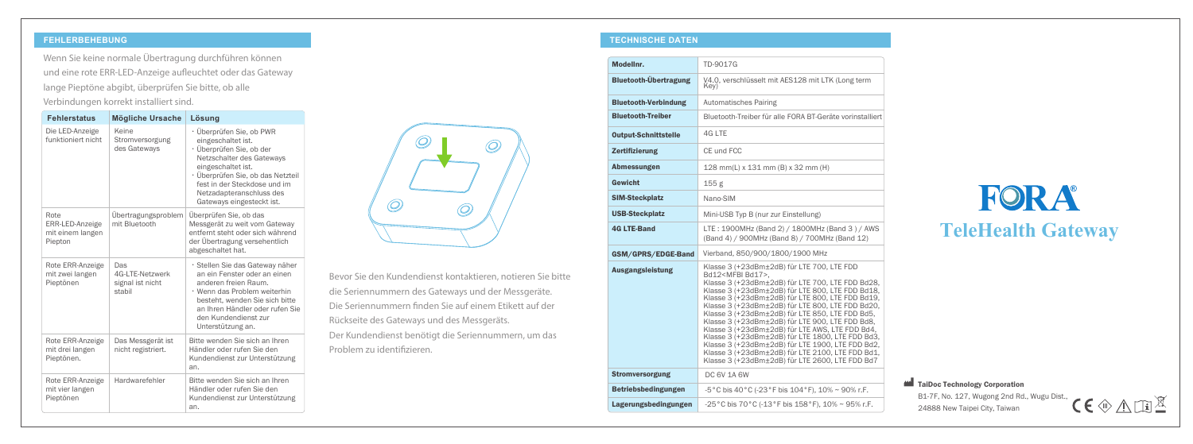## FEHLERBEHEBUNG

Wenn Sie keine normale Übertragung durchführen können und eine rote ERR-LED-Anzeige aufleuchtet oder das Gateway lange Pieptöne abgibt, überprüfen Sie bitte, ob alle Verbindungen korrekt installiert sind.

| Fehlerstatus | Mögliche Ursache | Lösung |
| --- | --- | --- |
| Die LED-Anzeige funktioniert nicht | Keine Stromversorgung des Gateways | · Überprüfen Sie, ob PWR eingeschaltet ist.<br>· Überprüfen Sie, ob der Netzschalter des Gateways eingeschaltet ist.<br>· Überprüfen Sie, ob das Netzteil fest in der Steckdose und im Netzadapteranschluss des Gateways eingesteckt ist. |
| Rote ERR-LED-Anzeige mit einem langen Piepton | Übertragungsproblem mit Bluetooth | Überprüfen Sie, ob das Messgerät zu weit vom Gateway entfernt steht oder sich während der Übertragung versehentlich abgeschaltet hat. |
| Rote ERR-Anzeige mit zwei langen Pieptönen | Das 4G-LTE-Netzwerk signal ist nicht stabil | · Stellen Sie das Gateway näher an ein Fenster oder an einen anderen freien Raum.<br>· Wenn das Problem weiterhin besteht, wenden Sie sich bitte an Ihren Händler oder rufen Sie den Kundendienst zur Unterstützung an. |
| Rote ERR-Anzeige mit drei langen Pieptönen. | Das Messgerät ist nicht registriert. | Bitte wenden Sie sich an Ihren Händler oder rufen Sie den Kundendienst zur Unterstützung an. |
| Rote ERR-Anzeige mit vier langen Pieptönen | Hardwarefehler | Bitte wenden Sie sich an Ihren Händler oder rufen Sie den Kundendienst zur Unterstützung an. |

Bevor Sie den Kundendienst kontaktieren, notieren Sie bitte die Seriennummern des Gateways und der Messgeräte. Die Seriennummern finden Sie auf einem Etikett auf der Rückseite des Gateways und des Messgeräts. Der Kundendienst benötigt die Seriennummern, um das Problem zu identifizieren.

## TECHNISCHE DATEN

| | |
| --- | --- |
| **Modellnr.** | TD-9017G |
| **Bluetooth-Übertragung** | V4.0, verschlüsselt mit AES128 mit LTK (Long term Key) |
| **Bluetooth-Verbindung** | Automatisches Pairing |
| **Bluetooth-Treiber** | Bluetooth-Treiber für alle FORA BT-Geräte vorinstalliert |
| **Output-Schnittstelle** | 4G LTE |
| **Zertifizierung** | CE und FCC |
| **Abmessungen** | 128 mm(L) x 131 mm (B) x 32 mm (H) |
| **Gewicht** | 155 g |
| **SIM-Steckplatz** | Nano-SIM |
| **USB-Steckplatz** | Mini-USB Typ B (nur zur Einstellung) |
| **4G LTE-Band** | LTE : 1900MHz (Band 2) / 1800MHz (Band 3 ) / AWS (Band 4) / 900MHz (Band 8) / 700MHz (Band 12) |
| **GSM/GPRS/EDGE-Band** | Vierband, 850/900/1800/1900 MHz |
| **Ausgangsleistung** | Klasse 3 (+23dBm±2dB) für LTE 700, LTE FDD Bd12<MFBI Bd17>,<br>Klasse 3 (+23dBm±2dB) für LTE 700, LTE FDD Bd28,<br>Klasse 3 (+23dBm±2dB) für LTE 800, LTE FDD Bd18,<br>Klasse 3 (+23dBm±2dB) für LTE 800, LTE FDD Bd19,<br>Klasse 3 (+23dBm±2dB) für LTE 800, LTE FDD Bd20,<br>Klasse 3 (+23dBm±2dB) für LTE 850, LTE FDD Bd5,<br>Klasse 3 (+23dBm±2dB) für LTE 900, LTE FDD Bd8,<br>Klasse 3 (+23dBm±2dB) für LTE AWS, LTE FDD Bd4,<br>Klasse 3 (+23dBm±2dB) für LTE 1800, LTE FDD Bd3,<br>Klasse 3 (+23dBm±2dB) für LTE 1900, LTE FDD Bd2,<br>Klasse 3 (+23dBm±2dB) für LTE 2100, LTE FDD Bd1,<br>Klasse 3 (+23dBm±2dB) für LTE 2600, LTE FDD Bd7 |
| **Stromversorgung** | DC 6V 1A 6W |
| **Betriebsbedingungen** | -5°C bis 40°C (-23°F bis 104°F), 10% ~ 90% r.F. |
| **Lagerungsbedingungen** | -25°C bis 70°C (-13°F bis 158°F), 10% ~ 95% r.F. |

# FORA®
## TeleHealth Gateway

**TaiDoc Technology Corporation**
B1-7F, No. 127, Wugong 2nd Rd., Wugu Dist.,
24888 New Taipei City, Taiwan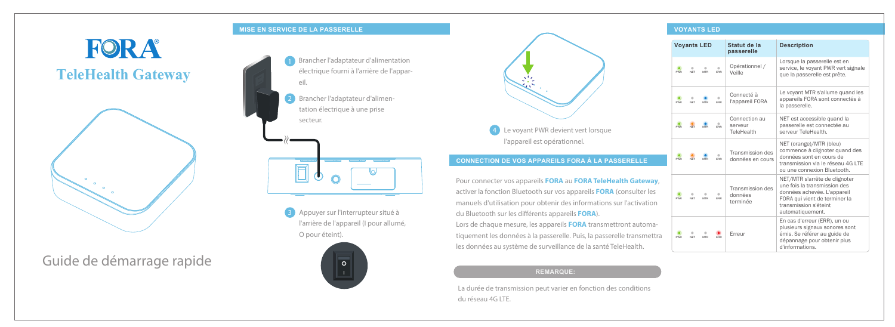# FORA® TeleHealth Gateway

Guide de démarrage rapide

## MISE EN SERVICE DE LA PASSERELLE

1. Brancher l'adaptateur d'alimentation électrique fourni à l'arrière de l'appareil.
2. Brancher l'adaptateur d'alimentation électrique à une prise secteur.
3. Appuyer sur l'interrupteur situé à l'arrière de l'appareil (I pour allumé, O pour éteint).
4. Le voyant PWR devient vert lorsque l'appareil est opérationnel.

## CONNECTION DE VOS APPAREILS FORA À LA PASSERELLE

Pour connecter vos appareils **FORA** au **FORA TeleHealth Gateway**, activer la fonction Bluetooth sur vos appareils **FORA** (consulter les manuels d'utilisation pour obtenir des informations sur l'activation du Bluetooth sur les différents appareils **FORA**).

Lors de chaque mesure, les appareils **FORA** transmettront automatiquement les données à la passerelle. Puis, la passerelle transmettra les données au système de surveillance de la santé TeleHealth.

**REMARQUE:**

La durée de transmission peut varier en fonction des conditions du réseau 4G LTE.

## VOYANTS LED

| Voyants LED | Statut de la passerelle | Description |
| --- | --- | --- |
| PWR (vert) NET MTR ERR | Opérationnel / Veille | Lorsque la passerelle est en service, le voyant PWR vert signale que la passerelle est prête. |
| PWR (vert) NET MTR (bleu) ERR | Connecté à l'appareil FORA | Le voyant MTR s'allume quand les appareils FORA sont connectés à la passerelle. |
| PWR (vert) NET (orange) MTR (bleu) ERR | Connection au serveur TeleHealth | NET est accessible quand la passerelle est connectée au serveur TeleHealth. |
| PWR (vert) NET (orange) MTR (bleu) ERR | Transmission des données en cours | NET (orange)/MTR (bleu) commence à clignoter quand des données sont en cours de transmission via le réseau 4G LTE ou une connexion Bluetooth. |
| PWR (vert) NET MTR ERR | Transmission des données terminée | NET/MTR s'arrête de clignoter une fois la transmission des données achevée. L'appareil FORA qui vient de terminer la transmission s'éteint automatiquement. |
| PWR (vert) NET MTR ERR (rouge) | Erreur | En cas d'erreur (ERR), un ou plusieurs signaux sonores sont émis. Se référer au guide de dépannage pour obtenir plus d'informations. |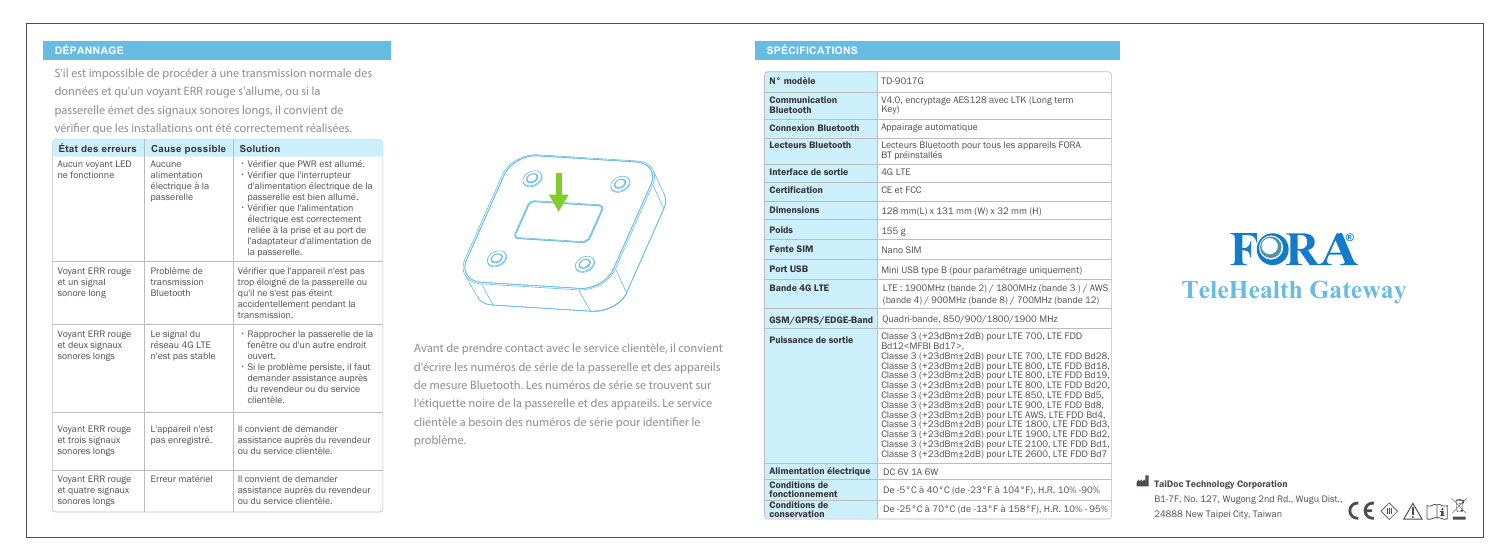## DÉPANNAGE

S'il est impossible de procéder à une transmission normale des données et qu'un voyant ERR rouge s'allume, ou si la passerelle émet des signaux sonores longs, il convient de vérifier que les installations ont été correctement réalisées.

| État des erreurs | Cause possible | Solution |
|---|---|---|
| Aucun voyant LED ne fonctionne | Aucune alimentation électrique à la passerelle | · Vérifier que PWR est allumé.<br>· Vérifier que l'interrupteur d'alimentation électrique de la passerelle est bien allumé.<br>· Vérifier que l'alimentation électrique est correctement reliée à la prise et au port de l'adaptateur d'alimentation de la passerelle. |
| Voyant ERR rouge et un signal sonore long | Problème de transmission Bluetooth | Vérifier que l'appareil n'est pas trop éloigné de la passerelle ou qu'il ne s'est pas éteint accidentellement pendant la transmission. |
| Voyant ERR rouge et deux signaux sonores longs | Le signal du réseau 4G LTE n'est pas stable | · Rapprocher la passerelle de la fenêtre ou d'un autre endroit ouvert.<br>· Si le problème persiste, il faut demander assistance auprès du revendeur ou du service clientèle. |
| Voyant ERR rouge et trois signaux sonores longs | L'appareil n'est pas enregistré. | Il convient de demander assistance auprès du revendeur ou du service clientèle. |
| Voyant ERR rouge et quatre signaux sonores longs | Erreur matériel | Il convient de demander assistance auprès du revendeur ou du service clientèle. |

Avant de prendre contact avec le service clientèle, il convient d'écrire les numéros de série de la passerelle et des appareils de mesure Bluetooth. Les numéros de série se trouvent sur l'étiquette noire de la passerelle et des appareils. Le service clientèle a besoin des numéros de série pour identifier le problème.

## SPÉCIFICATIONS

| | |
|---|---|
| **N° modèle** | TD-9017G |
| **Communication Bluetooth** | V4.0, encryptage AES128 avec LTK (Long term Key) |
| **Connexion Bluetooth** | Appairage automatique |
| **Lecteurs Bluetooth** | Lecteurs Bluetooth pour tous les appareils FORA BT préinstallés |
| **Interface de sortie** | 4G LTE |
| **Certification** | CE et FCC |
| **Dimensions** | 128 mm(L) x 131 mm (W) x 32 mm (H) |
| **Poids** | 155 g |
| **Fente SIM** | Nano SIM |
| **Port USB** | Mini USB type B (pour paramétrage uniquement) |
| **Bande 4G LTE** | LTE : 1900MHz (bande 2) / 1800MHz (bande 3 ) / AWS (bande 4) / 900MHz (bande 8) / 700MHz (bande 12) |
| **GSM/GPRS/EDGE-Band** | Quadri-bande, 850/900/1800/1900 MHz |
| **Puissance de sortie** | Classe 3 (+23dBm±2dB) pour LTE 700, LTE FDD Bd12<MFBI Bd17>,<br>Classe 3 (+23dBm±2dB) pour LTE 700, LTE FDD Bd28,<br>Classe 3 (+23dBm±2dB) pour LTE 800, LTE FDD Bd18,<br>Classe 3 (+23dBm±2dB) pour LTE 800, LTE FDD Bd19,<br>Classe 3 (+23dBm±2dB) pour LTE 800, LTE FDD Bd20,<br>Classe 3 (+23dBm±2dB) pour LTE 850, LTE FDD Bd5,<br>Classe 3 (+23dBm±2dB) pour LTE 900, LTE FDD Bd8,<br>Classe 3 (+23dBm±2dB) pour LTE AWS, LTE FDD Bd4,<br>Classe 3 (+23dBm±2dB) pour LTE 1800, LTE FDD Bd3,<br>Classe 3 (+23dBm±2dB) pour LTE 1900, LTE FDD Bd2,<br>Classe 3 (+23dBm±2dB) pour LTE 2100, LTE FDD Bd1,<br>Classe 3 (+23dBm±2dB) pour LTE 2600, LTE FDD Bd7 |
| **Alimentation électrique** | DC 6V 1A 6W |
| **Conditions de fonctionnement** | De -5°C à 40°C (de -23°F à 104°F), H.R. 10% -90% |
| **Conditions de conservation** | De -25°C à 70°C (de -13°F à 158°F), H.R. 10% - 95% |

# FORA®
## TeleHealth Gateway

**TaiDoc Technology Corporation**
B1-7F, No. 127, Wugong 2nd Rd., Wugu Dist.,
24888 New Taipei City, Taiwan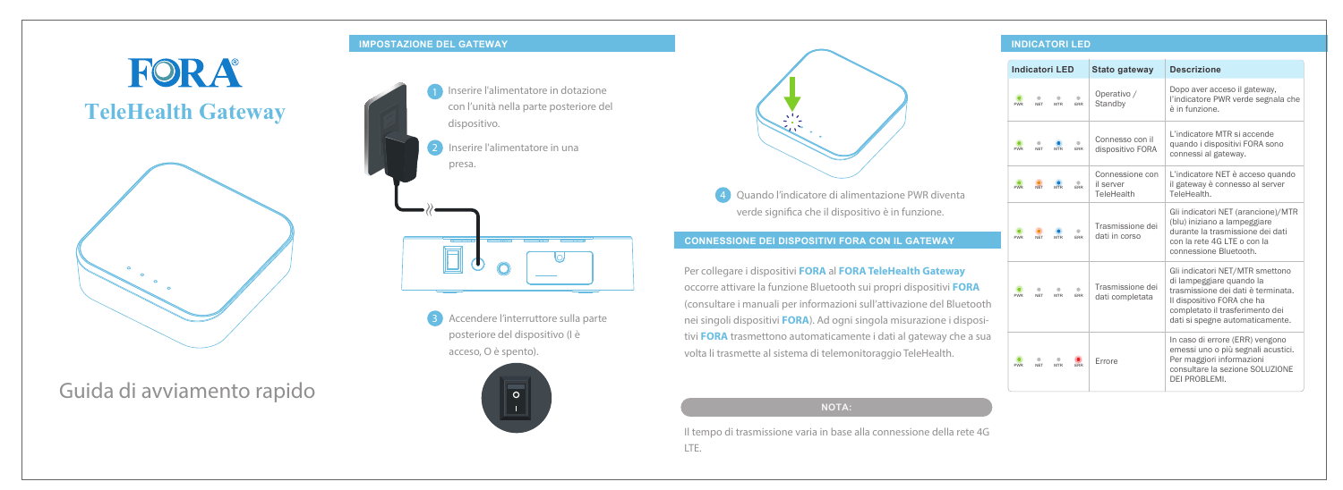# FORA®

## TeleHealth Gateway

Guida di avviamento rapido

## IMPOSTAZIONE DEL GATEWAY

1. Inserire l'alimentatore in dotazione con l'unità nella parte posteriore del dispositivo.
2. Inserire l'alimentatore in una presa.
3. Accendere l'interruttore sulla parte posteriore del dispositivo (I è acceso, O è spento).
4. Quando l'indicatore di alimentazione PWR diventa verde significa che il dispositivo è in funzione.

## CONNESSIONE DEI DISPOSITIVI FORA CON IL GATEWAY

Per collegare i dispositivi **FORA** al **FORA TeleHealth Gateway** occorre attivare la funzione Bluetooth sui propri dispositivi **FORA** (consultare i manuali per informazioni sull'attivazione del Bluetooth nei singoli dispositivi **FORA**). Ad ogni singola misurazione i dispositivi **FORA** trasmettono automaticamente i dati al gateway che a sua volta li trasmette al sistema di telemonitoraggio TeleHealth.

**NOTA:**

Il tempo di trasmissione varia in base alla connessione della rete 4G LTE.

## INDICATORI LED

| Indicatori LED | Stato gateway | Descrizione |
|---|---|---|
| PWR NET MTR ERR | Operativo / Standby | Dopo aver acceso il gateway, l'indicatore PWR verde segnala che è in funzione. |
| PWR NET MTR ERR | Connesso con il dispositivo FORA | L'indicatore MTR si accende quando i dispositivi FORA sono connessi al gateway. |
| PWR NET MTR ERR | Connessione con il server TeleHealth | L'indicatore NET è acceso quando il gateway è connesso al server TeleHealth. |
| PWR NET MTR ERR | Trasmissione dei dati in corso | Gli indicatori NET (arancione)/MTR (blu) iniziano a lampeggiare durante la trasmissione dei dati con la rete 4G LTE o con la connessione Bluetooth. |
| PWR NET MTR ERR | Trasmissione dei dati completata | Gli indicatori NET/MTR smettono di lampeggiare quando la trasmissione dei dati è terminata. Il dispositivo FORA che ha completato il trasferimento dei dati si spegne automaticamente. |
| PWR NET MTR ERR | Errore | In caso di errore (ERR) vengono emessi uno o più segnali acustici. Per maggiori informazioni consultare la sezione SOLUZIONE DEI PROBLEMI. |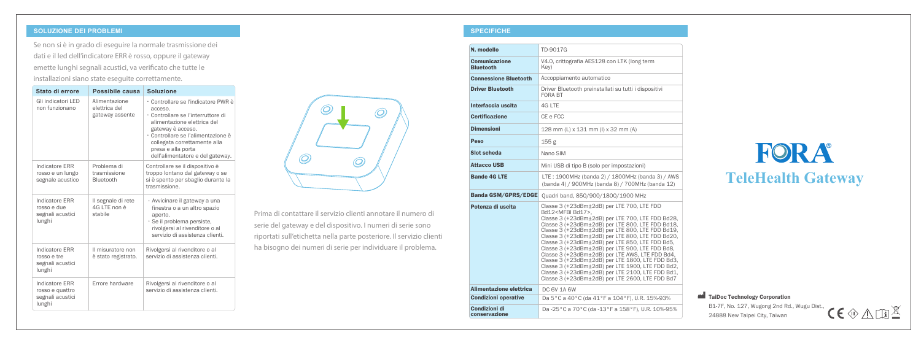## SOLUZIONE DEI PROBLEMI

Se non si è in grado di eseguire la normale trasmissione dei dati e il led dell'indicatore ERR è rosso, oppure il gateway emette lunghi segnali acustici, va verificato che tutte le installazioni siano state eseguite correttamente.

| Stato di errore | Possibile causa | Soluzione |
|---|---|---|
| Gli indicatori LED non funzionano | Alimentazione elettrica del gateway assente | · Controllare se l'indicatore PWR è acceso.<br>· Controllare se l'interruttore di alimentazione elettrica del gateway è acceso.<br>· Controllare se l'alimentazione è collegata correttamente alla presa e alla porta dell'alimentatore e del gateway. |
| Indicatore ERR rosso e un lungo segnale acustico | Problema di trasmissione Bluetooth | Controllare se il dispositivo è troppo lontano dal gateway o se si è spento per sbaglio durante la trasmissione. |
| Indicatore ERR rosso e due segnali acustici lunghi | Il segnale di rete 4G LTE non è stabile | · Avvicinare il gateway a una finestra o a un altro spazio aperto.<br>· Se il problema persiste, rivolgersi al rivenditore o al servizio di assistenza clienti. |
| Indicatore ERR rosso e tre segnali acustici lunghi | Il misuratore non è stato registrato. | Rivolgersi al rivenditore o al servizio di assistenza clienti. |
| Indicatore ERR rosso e quattro segnali acustici lunghi | Errore hardware | Rivolgersi al rivenditore o al servizio di assistenza clienti. |

Prima di contattare il servizio clienti annotare il numero di serie del gateway e del dispositivo. I numeri di serie sono riportati sull'etichetta nella parte posteriore. Il servizio clienti ha bisogno dei numeri di serie per individuare il problema.

## SPECIFICHE

| | |
|---|---|
| **N. modello** | TD-9017G |
| **Comunicazione Bluetooth** | V4.0, crittografia AES128 con LTK (long term Key) |
| **Connessione Bluetooth** | Accoppiamento automatico |
| **Driver Bluetooth** | Driver Bluetooth preinstallati su tutti i dispositivi FORA BT |
| **Interfaccia uscita** | 4G LTE |
| **Certificazione** | CE e FCC |
| **Dimensioni** | 128 mm (L) x 131 mm (l) x 32 mm (A) |
| **Peso** | 155 g |
| **Slot scheda** | Nano SIM |
| **Attacco USB** | Mini USB di tipo B (solo per impostazioni) |
| **Bande 4G LTE** | LTE : 1900MHz (banda 2) / 1800MHz (banda 3) / AWS (banda 4) / 900MHz (banda 8) / 700MHz (banda 12) |
| **Banda GSM/GPRS/EDGE** | Quadri band, 850/900/1800/1900 MHz |
| **Potenza di uscita** | Classe 3 (+23dBm±2dB) per LTE 700, LTE FDD Bd12<MFBI Bd17>,<br>Classe 3 (+23dBm±2dB) per LTE 700, LTE FDD Bd28,<br>Classe 3 (+23dBm±2dB) per LTE 800, LTE FDD Bd18,<br>Classe 3 (+23dBm±2dB) per LTE 800, LTE FDD Bd19,<br>Classe 3 (+23dBm±2dB) per LTE 800, LTE FDD Bd20,<br>Classe 3 (+23dBm±2dB) per LTE 850, LTE FDD Bd5,<br>Classe 3 (+23dBm±2dB) per LTE 900, LTE FDD Bd8,<br>Classe 3 (+23dBm±2dB) per LTE AWS, LTE FDD Bd4,<br>Classe 3 (+23dBm±2dB) per LTE 1800, LTE FDD Bd3,<br>Classe 3 (+23dBm±2dB) per LTE 1900, LTE FDD Bd2,<br>Classe 3 (+23dBm±2dB) per LTE 2100, LTE FDD Bd1,<br>Classe 3 (+23dBm±2dB) per LTE 2600, LTE FDD Bd7 |
| **Alimentazione elettrica** | DC 6V 1A 6W |
| **Condizioni operative** | Da 5°C a 40°C (da 41°F a 104°F), U.R. 15%-93% |
| **Condizioni di conservazione** | Da -25°C a 70°C (da -13°F a 158°F), U.R. 10%-95% |

# FORA®
## TeleHealth Gateway

**TaiDoc Technology Corporation**
B1-7F, No. 127, Wugong 2nd Rd., Wugu Dist.,
24888 New Taipei City, Taiwan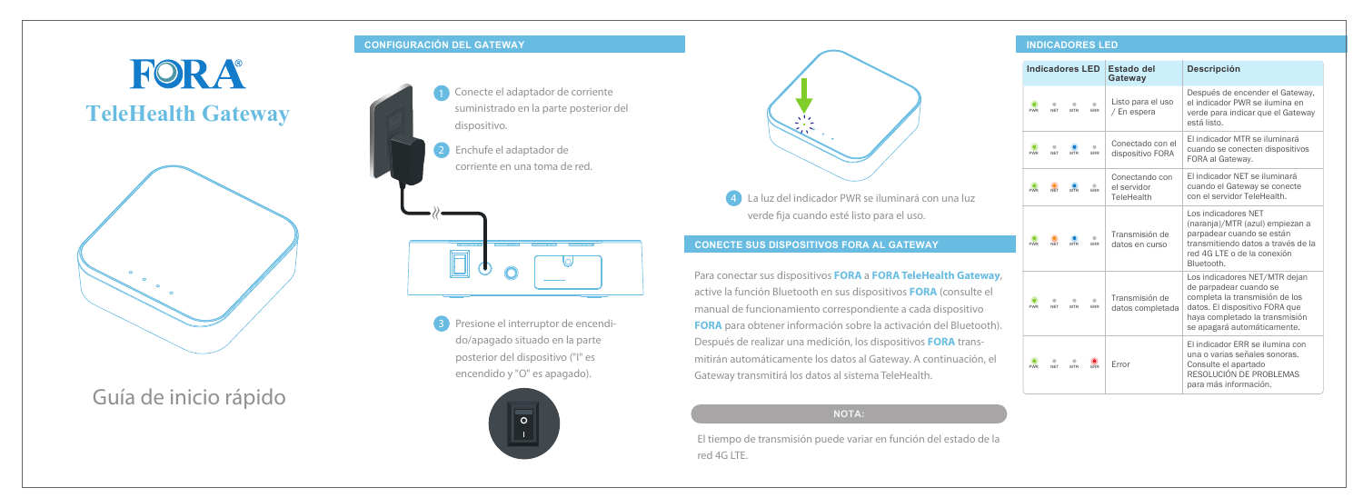# FORA®

## TeleHealth Gateway

Guía de inicio rápido

## CONFIGURACIÓN DEL GATEWAY

1. Conecte el adaptador de corriente suministrado en la parte posterior del dispositivo.
2. Enchufe el adaptador de corriente en una toma de red.
3. Presione el interruptor de encendido/apagado situado en la parte posterior del dispositivo ("I" es encendido y "O" es apagado).
4. La luz del indicador PWR se iluminará con una luz verde fija cuando esté listo para el uso.

## CONECTE SUS DISPOSITIVOS FORA AL GATEWAY

Para conectar sus dispositivos **FORA** a **FORA TeleHealth Gateway**, active la función Bluetooth en sus dispositivos **FORA** (consulte el manual de funcionamiento correspondiente a cada dispositivo **FORA** para obtener información sobre la activación del Bluetooth). Después de realizar una medición, los dispositivos **FORA** transmitirán automáticamente los datos al Gateway. A continuación, el Gateway transmitirá los datos al sistema TeleHealth.

**NOTA:**

El tiempo de transmisión puede variar en función del estado de la red 4G LTE.

## INDICADORES LED

| Indicadores LED | Estado del Gateway | Descripción |
| --- | --- | --- |
| PWR NET MTR ERR | Listo para el uso / En espera | Después de encender el Gateway, el indicador PWR se ilumina en verde para indicar que el Gateway está listo. |
| PWR NET MTR ERR | Conectado con el dispositivo FORA | El indicador MTR se iluminará cuando se conecten dispositivos FORA al Gateway. |
| PWR NET MTR ERR | Conectando con el servidor TeleHealth | El indicador NET se iluminará cuando el Gateway se conecte con el servidor TeleHealth. |
| PWR NET MTR ERR | Transmisión de datos en curso | Los indicadores NET (naranja)/MTR (azul) empiezan a parpadear cuando se están transmitiendo datos a través de la red 4G LTE o de la conexión Bluetooth. |
| PWR NET MTR ERR | Transmisión de datos completada | Los indicadores NET/MTR dejan de parpadear cuando se completa la transmisión de los datos. El dispositivo FORA que haya completado la transmisión se apagará automáticamente. |
| PWR NET MTR ERR | Error | El indicador ERR se ilumina con una o varias señales sonoras. Consulte el apartado RESOLUCIÓN DE PROBLEMAS para más información. |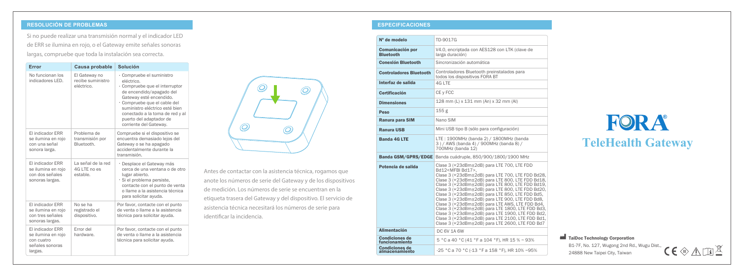## RESOLUCIÓN DE PROBLEMAS

Si no puede realizar una transmisión normal y el indicador LED de ERR se ilumina en rojo, o el Gateway emite señales sonoras largas, compruebe que toda la instalación sea correcta.

| Error | Causa probable | Solución |
|---|---|---|
| No funcionan los indicadores LED. | El Gateway no recibe suministro eléctrico. | · Compruebe el suministro eléctrico.<br>· Compruebe que el interruptor de encendido/apagado del Gateway esté encendido.<br>· Compruebe que el cable del suministro eléctrico esté bien conectado a la toma de red y al puerto del adaptador de corriente del Gateway. |
| El indicador ERR se ilumina en rojo con una señal sonora larga. | Problema de transmisión por Bluetooth. | Compruebe si el dispositivo se encuentra demasiado lejos del Gateway o se ha apagado accidentalmente durante la transmisión. |
| El indicador ERR se ilumina en rojo con dos señales sonoras largas. | La señal de la red 4G LTE no es estable. | · Desplace el Gateway más cerca de una ventana o de otro lugar abierto.<br>· Si el problema persiste, contacte con el punto de venta o llame a la asistencia técnica para solicitar ayuda. |
| El indicador ERR se ilumina en rojo con tres señales sonoras largas. | No se ha registrado el dispositivo. | Por favor, contacte con el punto de venta o llame a la asistencia técnica para solicitar ayuda. |
| El indicador ERR se ilumina en rojo con cuatro señales sonoras largas. | Error del hardware. | Por favor, contacte con el punto de venta o llame a la asistencia técnica para solicitar ayuda. |

Antes de contactar con la asistencia técnica, rogamos que anote los números de serie del Gateway y de los dispositivos de medición. Los números de serie se encuentran en la etiqueta trasera del Gateway y del dispositivo. El servicio de asistencia técnica necesitará los números de serie para identificar la incidencia.

## ESPECIFICACIONES

| | |
|---|---|
| **Nº de modelo** | TD-9017G |
| **Comunicación por Bluetooth** | V4.0, encriptada con AES128 con LTK (clave de larga duración) |
| **Conexión Bluetooth** | Sincronización automática |
| **Controladores Bluetooth** | Controladores Bluetooth preinstalados para todos los dispositivos FORA BT |
| **Interfaz de salida** | 4G LTE |
| **Certificación** | CE y FCC |
| **Dimensiones** | 128 mm (L) x 131 mm (An) x 32 mm (Al) |
| **Peso** | 155 g |
| **Ranura para SIM** | Nano SIM |
| **Ranura USB** | Mini USB tipo B (sólo para configuración) |
| **Banda 4G LTE** | LTE : 1900MHz (banda 2) / 1800MHz (banda 3 ) / AWS (banda 4) / 900MHz (banda 8) / 700MHz (banda 12) |
| **Banda GSM/GPRS/EDGE** | Banda cuádruple, 850/900/1800/1900 MHz |
| **Potencia de salida** | Clase 3 (+23dBm±2dB) para LTE 700, LTE FDD Bd12<MFBI Bd17>,<br>Clase 3 (+23dBm±2dB) para LTE 700, LTE FDD Bd28,<br>Clase 3 (+23dBm±2dB) para LTE 800, LTE FDD Bd18,<br>Clase 3 (+23dBm±2dB) para LTE 800, LTE FDD Bd19,<br>Clase 3 (+23dBm±2dB) para LTE 800, LTE FDD Bd20,<br>Clase 3 (+23dBm±2dB) para LTE 850, LTE FDD Bd5,<br>Clase 3 (+23dBm±2dB) para LTE 900, LTE FDD Bd8,<br>Clase 3 (+23dBm±2dB) para LTE AWS, LTE FDD Bd4,<br>Clase 3 (+23dBm±2dB) para LTE 1800, LTE FDD Bd3,<br>Clase 3 (+23dBm±2dB) para LTE 1900, LTE FDD Bd2,<br>Clase 3 (+23dBm±2dB) para LTE 2100, LTE FDD Bd1,<br>Clase 3 (+23dBm±2dB) para LTE 2600, LTE FDD Bd7 |
| **Alimentación** | DC 6V 1A 6W |
| **Condiciones de funcionamiento** | 5 °C a 40 °C (41 °F a 104 °F), HR 15 % ~ 93% |
| **Condiciones de almacenamiento** | -25 °C a 70 °C (-13 °F a 158 °F), HR 10% ~95% |

# FORA®
## TeleHealth Gateway

**TaiDoc Technology Corporation**
B1-7F, No. 127, Wugong 2nd Rd., Wugu Dist., 24888 New Taipei City, Taiwan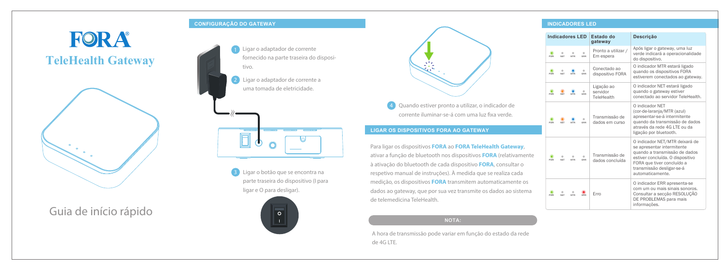# FORA®

## TeleHealth Gateway

Guia de início rápido

## CONFIGURAÇÃO DO GATEWAY

1. Ligar o adaptador de corrente fornecido na parte traseira do dispositivo.
2. Ligar o adaptador de corrente a uma tomada de eletricidade.
3. Ligar o botão que se encontra na parte traseira do dispositivo (I para ligar e O para desligar).
4. Quando estiver pronto a utilizar, o indicador de corrente iluminar-se-á com uma luz fixa verde.

## LIGAR OS DISPOSITIVOS FORA AO GATEWAY

Para ligar os dispositivos **FORA** ao **FORA TeleHealth Gateway**, ativar a função de bluetooth nos dispositivos **FORA** (relativamente à ativação do bluetooth de cada dispositivo **FORA**, consultar o respetivo manual de instruções). À medida que se realiza cada medição, os dispositivos **FORA** transmitem automaticamente os dados ao gateway, que por sua vez transmite os dados ao sistema de telemedicina TeleHealth.

**NOTA:**

A hora de transmissão pode variar em função do estado da rede de 4G LTE.

## INDICADORES LED

| Indicadores LED | Estado do gateway | Descrição |
|---|---|---|
| PWR (verde) · NET · MTR · ERR | Pronto a utilizar / Em espera | Após ligar o gateway, uma luz verde indicará a operacionalidade do dispositivo. |
| PWR (verde) · NET · MTR (azul) · ERR | Conectado ao dispositivo FORA | O indicador MTR estará ligado quando os dispositivos FORA estiverem conectados ao gateway. |
| PWR (verde) · NET (laranja) · MTR (azul) · ERR | Ligação ao servidor TeleHealth | O indicador NET estará ligado quando o gateway estiver conectado ao servidor TeleHealth. |
| PWR (verde) · NET (laranja) · MTR (azul) · ERR | Transmissão de dados em curso | O indicador NET (cor-de-laranja/MTR (azul) apresentar-se-á intermitente quando a transmissão de dados através da rede 4G LTE ou da ligação por bluetooth. |
| PWR (verde) · NET · MTR · ERR | Transmissão de dados concluída | O indicador NET/MTR deixará de se apresentar intermitente quando a transmissão de dados estiver concluída. O dispositivo FORA que tiver concluído a transmissão desligar-se-á automaticamente. |
| PWR (verde) · NET · MTR · ERR (vermelho) | Erro | O indicador ERR apresenta-se com um ou mais sinais sonoros. Consultar a secção RESOLUÇÃO DE PROBLEMAS para mais informações. |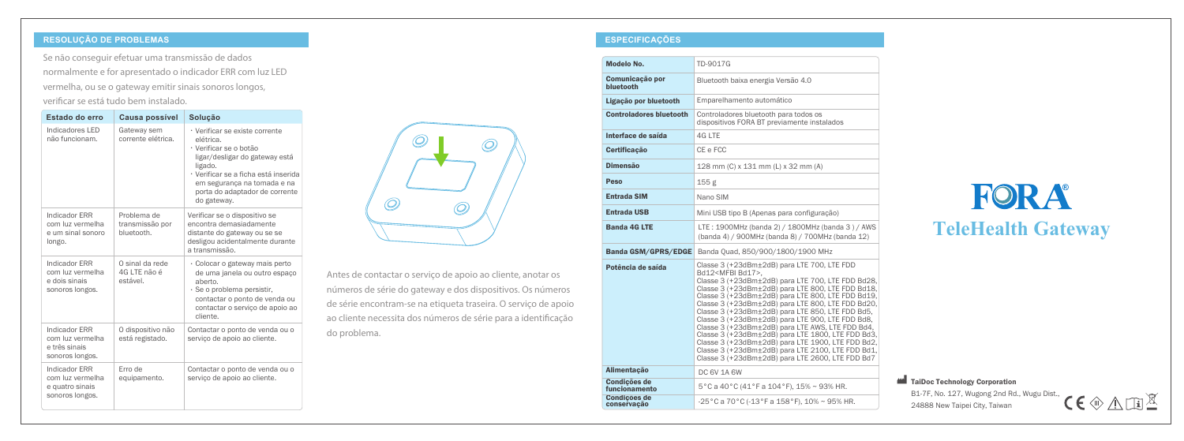## RESOLUÇÃO DE PROBLEMAS

Se não conseguir efetuar uma transmissão de dados normalmente e for apresentado o indicador ERR com luz LED vermelha, ou se o gateway emitir sinais sonoros longos, verificar se está tudo bem instalado.

| Estado do erro | Causa possível | Solução |
|---|---|---|
| Indicadores LED não funcionam. | Gateway sem corrente elétrica. | · Verificar se existe corrente elétrica.<br>· Verificar se o botão ligar/desligar do gateway está ligado.<br>· Verificar se a ficha está inserida em segurança na tomada e na porta do adaptador de corrente do gateway. |
| Indicador ERR com luz vermelha e um sinal sonoro longo. | Problema de transmissão por bluetooth. | Verificar se o dispositivo se encontra demasiadamente distante do gateway ou se se desligou acidentalmente durante a transmissão. |
| Indicador ERR com luz vermelha e dois sinais sonoros longos. | O sinal da rede 4G LTE não é estável. | · Colocar o gateway mais perto de uma janela ou outro espaço aberto.<br>· Se o problema persistir, contactar o ponto de venda ou contactar o serviço de apoio ao cliente. |
| Indicador ERR com luz vermelha e três sinais sonoros longos. | O dispositivo não está registado. | Contactar o ponto de venda ou o serviço de apoio ao cliente. |
| Indicador ERR com luz vermelha e quatro sinais sonoros longos. | Erro de equipamento. | Contactar o ponto de venda ou o serviço de apoio ao cliente. |

Antes de contactar o serviço de apoio ao cliente, anotar os números de série do gateway e dos dispositivos. Os números de série encontram-se na etiqueta traseira. O serviço de apoio ao cliente necessita dos números de série para a identificação do problema.

## ESPECIFICAÇÕES

| | |
|---|---|
| **Modelo No.** | TD-9017G |
| **Comunicação por bluetooth** | Bluetooth baixa energia Versão 4.0 |
| **Ligação por bluetooth** | Emparelhamento automático |
| **Controladores bluetooth** | Controladores bluetooth para todos os dispositivos FORA BT previamente instalados |
| **Interface de saída** | 4G LTE |
| **Certificação** | CE e FCC |
| **Dimensão** | 128 mm (C) x 131 mm (L) x 32 mm (A) |
| **Peso** | 155 g |
| **Entrada SIM** | Nano SIM |
| **Entrada USB** | Mini USB tipo B (Apenas para configuração) |
| **Banda 4G LTE** | LTE : 1900MHz (banda 2) / 1800MHz (banda 3 ) / AWS (banda 4) / 900MHz (banda 8) / 700MHz (banda 12) |
| **Banda GSM/GPRS/EDGE** | Banda Quad, 850/900/1800/1900 MHz |
| **Potência de saída** | Classe 3 (+23dBm±2dB) para LTE 700, LTE FDD Bd12<MFBI Bd17>,<br>Classe 3 (+23dBm±2dB) para LTE 700, LTE FDD Bd28,<br>Classe 3 (+23dBm±2dB) para LTE 800, LTE FDD Bd18,<br>Classe 3 (+23dBm±2dB) para LTE 800, LTE FDD Bd19,<br>Classe 3 (+23dBm±2dB) para LTE 800, LTE FDD Bd20,<br>Classe 3 (+23dBm±2dB) para LTE 850, LTE FDD Bd5,<br>Classe 3 (+23dBm±2dB) para LTE 900, LTE FDD Bd8,<br>Classe 3 (+23dBm±2dB) para LTE AWS, LTE FDD Bd4,<br>Classe 3 (+23dBm±2dB) para LTE 1800, LTE FDD Bd3,<br>Classe 3 (+23dBm±2dB) para LTE 1900, LTE FDD Bd2,<br>Classe 3 (+23dBm±2dB) para LTE 2100, LTE FDD Bd1,<br>Classe 3 (+23dBm±2dB) para LTE 2600, LTE FDD Bd7 |
| **Alimentação** | DC 6V 1A 6W |
| **Condições de funcionamento** | 5°C a 40°C (41°F a 104°F), 15% ~ 93% HR. |
| **Condições de conservação** | -25°C a 70°C (-13°F a 158°F), 10% ~ 95% HR. |

# FORA®

## TeleHealth Gateway

**TaiDoc Technology Corporation**
B1-7F, No. 127, Wugong 2nd Rd., Wugu Dist.,
24888 New Taipei City, Taiwan